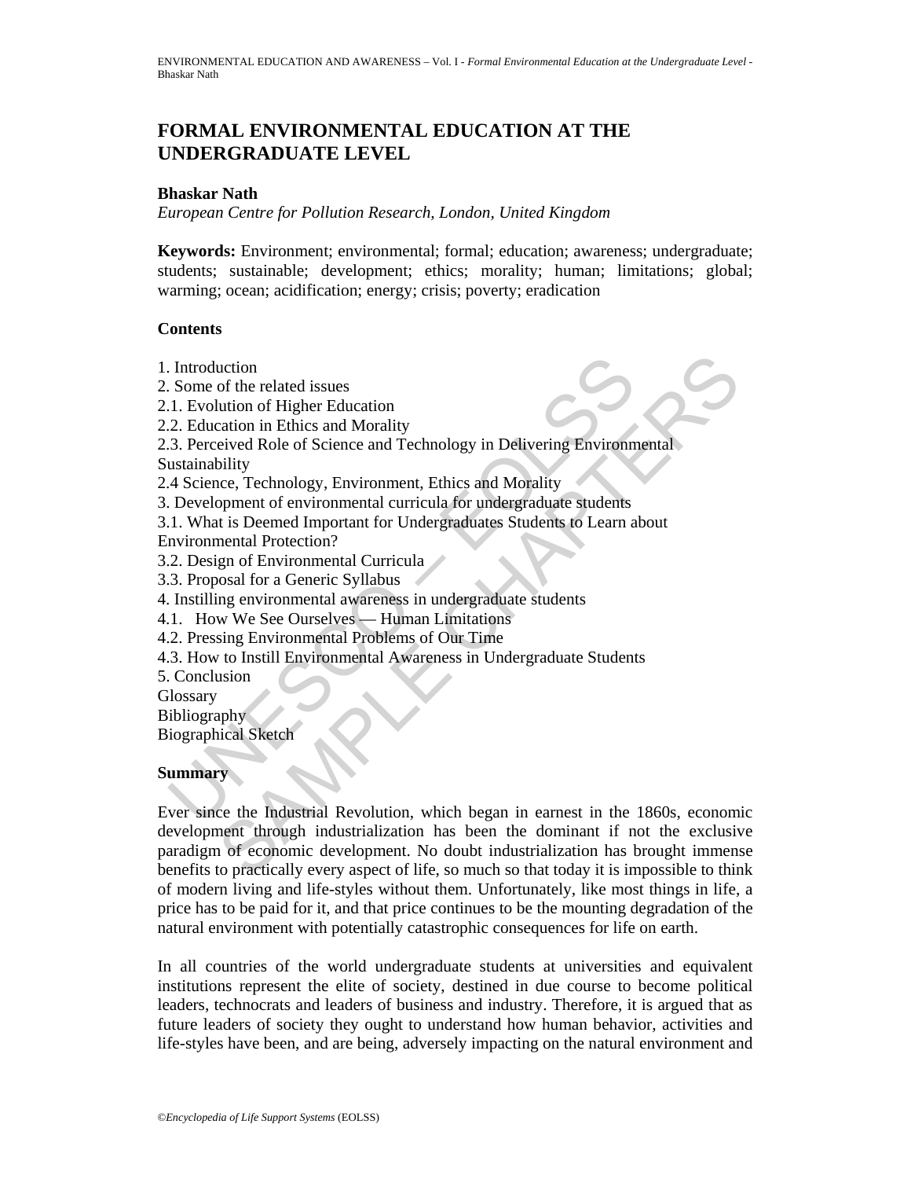# FORMAL ENVIRONMENTAL EDUCATION AT THE UNDERGRADUATE LEVEL

**Bhaskar Nath**

*European Centre for Pollution Research, London, United Kingdom*

**Keywords:** Environment; environmental; formal; education; awareness; undergraduate; students; sustainable; development; ethics; morality; human; limitations; global; warming; ocean; acidification; energy; crisis; poverty; eradication

**Contents**

1. Introduction
2. Some of the related issues
2.1. Evolution of Higher Education
2.2. Education in Ethics and Morality
2.3. Perceived Role of Science and Technology in Delivering Environmental Sustainability
2.4 Science, Technology, Environment, Ethics and Morality
3. Development of environmental curricula for undergraduate students
3.1. What is Deemed Important for Undergraduates Students to Learn about Environmental Protection?
3.2. Design of Environmental Curricula
3.3. Proposal for a Generic Syllabus
4. Instilling environmental awareness in undergraduate students
4.1. How We See Ourselves — Human Limitations
4.2. Pressing Environmental Problems of Our Time
4.3. How to Instill Environmental Awareness in Undergraduate Students
5. Conclusion

Glossary

Bibliography

Biographical Sketch

**Summary**

Ever since the Industrial Revolution, which began in earnest in the 1860s, economic development through industrialization has been the dominant if not the exclusive paradigm of economic development. No doubt industrialization has brought immense benefits to practically every aspect of life, so much so that today it is impossible to think of modern living and life-styles without them. Unfortunately, like most things in life, a price has to be paid for it, and that price continues to be the mounting degradation of the natural environment with potentially catastrophic consequences for life on earth.

In all countries of the world undergraduate students at universities and equivalent institutions represent the elite of society, destined in due course to become political leaders, technocrats and leaders of business and industry. Therefore, it is argued that as future leaders of society they ought to understand how human behavior, activities and life-styles have been, and are being, adversely impacting on the natural environment and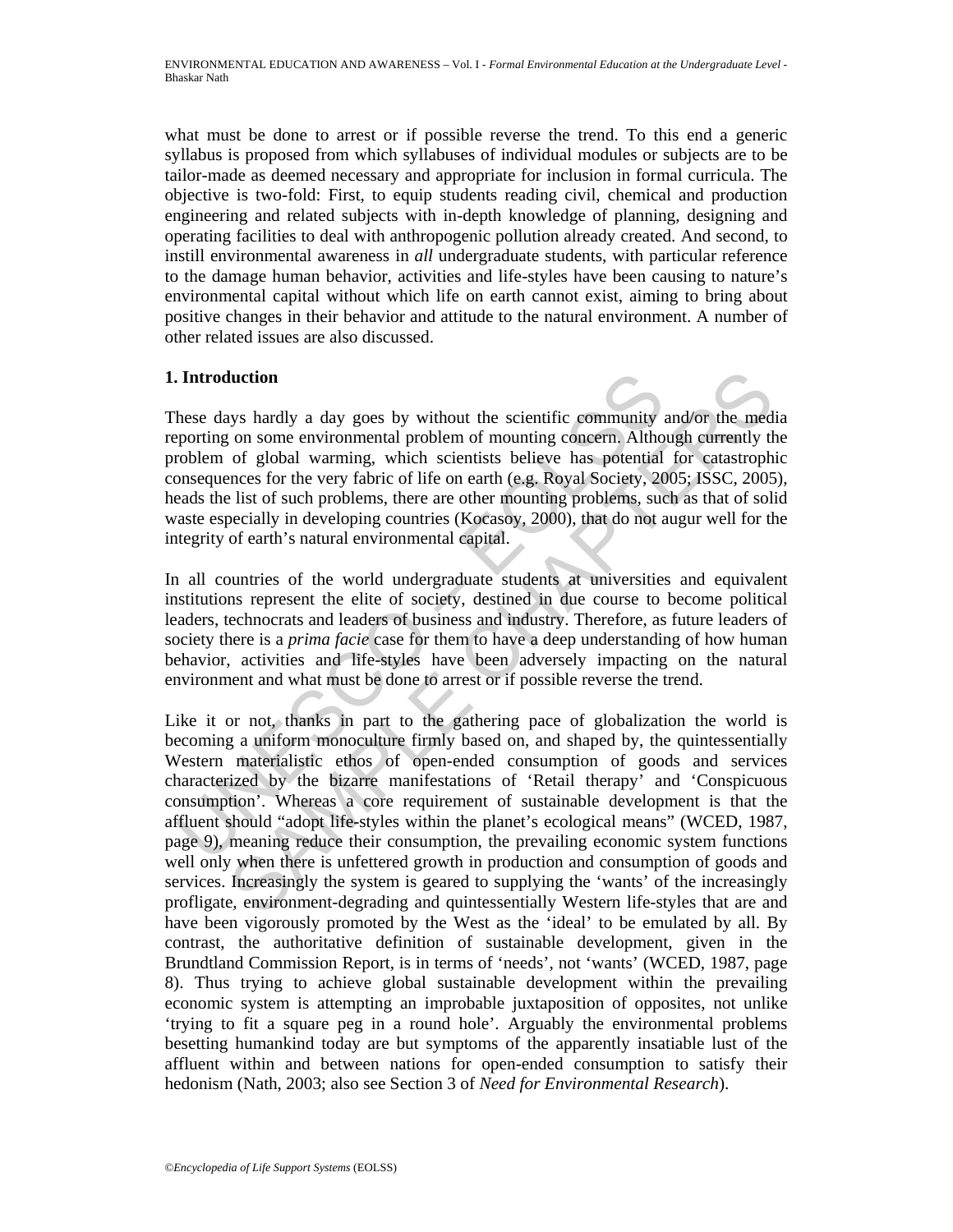what must be done to arrest or if possible reverse the trend. To this end a generic syllabus is proposed from which syllabuses of individual modules or subjects are to be tailor-made as deemed necessary and appropriate for inclusion in formal curricula. The objective is two-fold: First, to equip students reading civil, chemical and production engineering and related subjects with in-depth knowledge of planning, designing and operating facilities to deal with anthropogenic pollution already created. And second, to instill environmental awareness in *all* undergraduate students, with particular reference to the damage human behavior, activities and life-styles have been causing to nature's environmental capital without which life on earth cannot exist, aiming to bring about positive changes in their behavior and attitude to the natural environment. A number of other related issues are also discussed.

## 1. Introduction

These days hardly a day goes by without the scientific community and/or the media reporting on some environmental problem of mounting concern. Although currently the problem of global warming, which scientists believe has potential for catastrophic consequences for the very fabric of life on earth (e.g. Royal Society, 2005; ISSC, 2005), heads the list of such problems, there are other mounting problems, such as that of solid waste especially in developing countries (Kocasoy, 2000), that do not augur well for the integrity of earth's natural environmental capital.

In all countries of the world undergraduate students at universities and equivalent institutions represent the elite of society, destined in due course to become political leaders, technocrats and leaders of business and industry. Therefore, as future leaders of society there is a *prima facie* case for them to have a deep understanding of how human behavior, activities and life-styles have been adversely impacting on the natural environment and what must be done to arrest or if possible reverse the trend.

Like it or not, thanks in part to the gathering pace of globalization the world is becoming a uniform monoculture firmly based on, and shaped by, the quintessentially Western materialistic ethos of open-ended consumption of goods and services characterized by the bizarre manifestations of 'Retail therapy' and 'Conspicuous consumption'. Whereas a core requirement of sustainable development is that the affluent should "adopt life-styles within the planet's ecological means" (WCED, 1987, page 9), meaning reduce their consumption, the prevailing economic system functions well only when there is unfettered growth in production and consumption of goods and services. Increasingly the system is geared to supplying the 'wants' of the increasingly profligate, environment-degrading and quintessentially Western life-styles that are and have been vigorously promoted by the West as the 'ideal' to be emulated by all. By contrast, the authoritative definition of sustainable development, given in the Brundtland Commission Report, is in terms of 'needs', not 'wants' (WCED, 1987, page 8). Thus trying to achieve global sustainable development within the prevailing economic system is attempting an improbable juxtaposition of opposites, not unlike 'trying to fit a square peg in a round hole'. Arguably the environmental problems besetting humankind today are but symptoms of the apparently insatiable lust of the affluent within and between nations for open-ended consumption to satisfy their hedonism (Nath, 2003; also see Section 3 of *Need for Environmental Research*).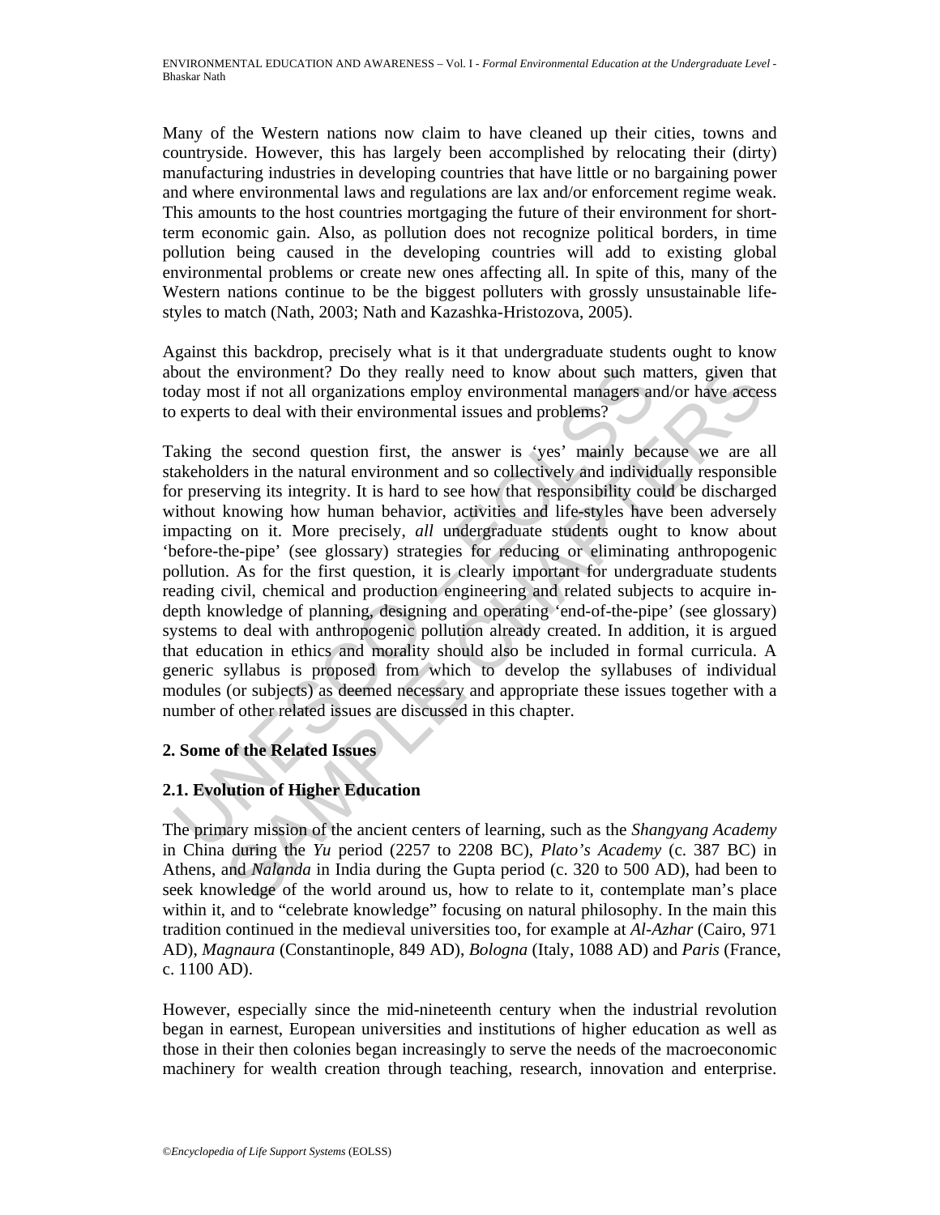Many of the Western nations now claim to have cleaned up their cities, towns and countryside. However, this has largely been accomplished by relocating their (dirty) manufacturing industries in developing countries that have little or no bargaining power and where environmental laws and regulations are lax and/or enforcement regime weak. This amounts to the host countries mortgaging the future of their environment for short-term economic gain. Also, as pollution does not recognize political borders, in time pollution being caused in the developing countries will add to existing global environmental problems or create new ones affecting all. In spite of this, many of the Western nations continue to be the biggest polluters with grossly unsustainable life-styles to match (Nath, 2003; Nath and Kazashka-Hristozova, 2005).

Against this backdrop, precisely what is it that undergraduate students ought to know about the environment? Do they really need to know about such matters, given that today most if not all organizations employ environmental managers and/or have access to experts to deal with their environmental issues and problems?

Taking the second question first, the answer is 'yes' mainly because we are all stakeholders in the natural environment and so collectively and individually responsible for preserving its integrity. It is hard to see how that responsibility could be discharged without knowing how human behavior, activities and life-styles have been adversely impacting on it. More precisely, *all* undergraduate students ought to know about 'before-the-pipe' (see glossary) strategies for reducing or eliminating anthropogenic pollution. As for the first question, it is clearly important for undergraduate students reading civil, chemical and production engineering and related subjects to acquire in-depth knowledge of planning, designing and operating 'end-of-the-pipe' (see glossary) systems to deal with anthropogenic pollution already created. In addition, it is argued that education in ethics and morality should also be included in formal curricula. A generic syllabus is proposed from which to develop the syllabuses of individual modules (or subjects) as deemed necessary and appropriate these issues together with a number of other related issues are discussed in this chapter.

## 2. Some of the Related Issues

### 2.1. Evolution of Higher Education

The primary mission of the ancient centers of learning, such as the *Shangyang Academy* in China during the *Yu* period (2257 to 2208 BC), *Plato's Academy* (c. 387 BC) in Athens, and *Nalanda* in India during the Gupta period (c. 320 to 500 AD), had been to seek knowledge of the world around us, how to relate to it, contemplate man's place within it, and to "celebrate knowledge" focusing on natural philosophy. In the main this tradition continued in the medieval universities too, for example at *Al-Azhar* (Cairo, 971 AD), *Magnaura* (Constantinople, 849 AD), *Bologna* (Italy, 1088 AD) and *Paris* (France, c. 1100 AD).

However, especially since the mid-nineteenth century when the industrial revolution began in earnest, European universities and institutions of higher education as well as those in their then colonies began increasingly to serve the needs of the macroeconomic machinery for wealth creation through teaching, research, innovation and enterprise.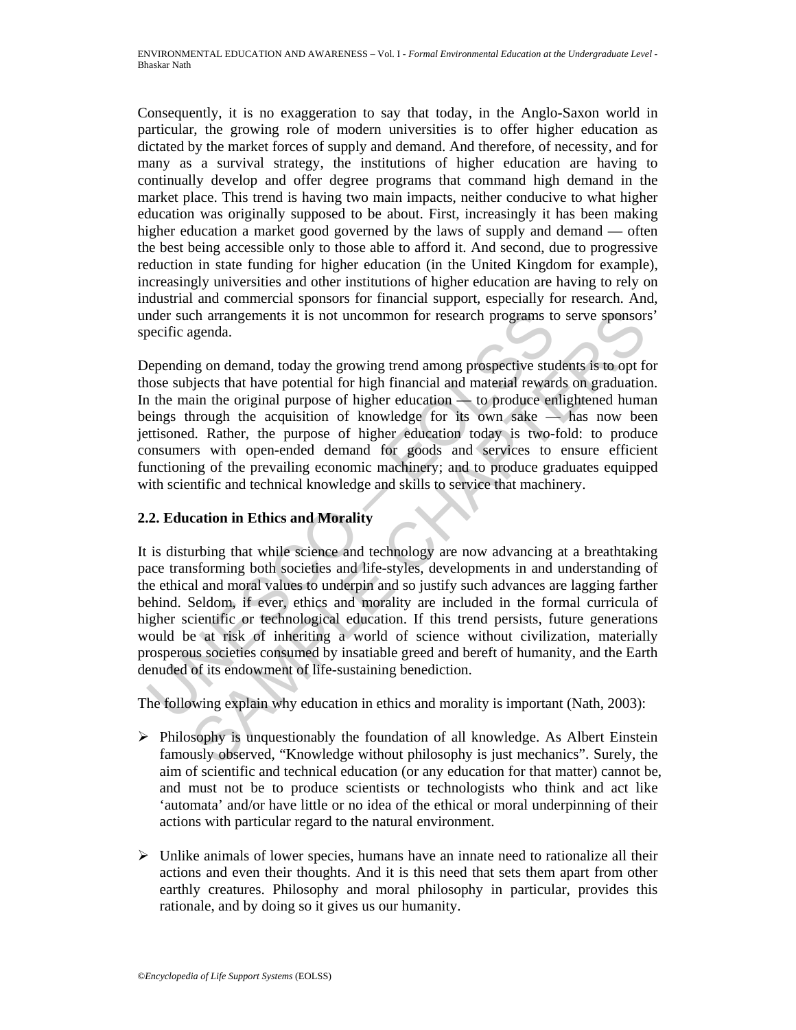Consequently, it is no exaggeration to say that today, in the Anglo-Saxon world in particular, the growing role of modern universities is to offer higher education as dictated by the market forces of supply and demand. And therefore, of necessity, and for many as a survival strategy, the institutions of higher education are having to continually develop and offer degree programs that command high demand in the market place. This trend is having two main impacts, neither conducive to what higher education was originally supposed to be about. First, increasingly it has been making higher education a market good governed by the laws of supply and demand — often the best being accessible only to those able to afford it. And second, due to progressive reduction in state funding for higher education (in the United Kingdom for example), increasingly universities and other institutions of higher education are having to rely on industrial and commercial sponsors for financial support, especially for research. And, under such arrangements it is not uncommon for research programs to serve sponsors' specific agenda.

Depending on demand, today the growing trend among prospective students is to opt for those subjects that have potential for high financial and material rewards on graduation. In the main the original purpose of higher education — to produce enlightened human beings through the acquisition of knowledge for its own sake — has now been jettisoned. Rather, the purpose of higher education today is two-fold: to produce consumers with open-ended demand for goods and services to ensure efficient functioning of the prevailing economic machinery; and to produce graduates equipped with scientific and technical knowledge and skills to service that machinery.

### 2.2. Education in Ethics and Morality

It is disturbing that while science and technology are now advancing at a breathtaking pace transforming both societies and life-styles, developments in and understanding of the ethical and moral values to underpin and so justify such advances are lagging farther behind. Seldom, if ever, ethics and morality are included in the formal curricula of higher scientific or technological education. If this trend persists, future generations would be at risk of inheriting a world of science without civilization, materially prosperous societies consumed by insatiable greed and bereft of humanity, and the Earth denuded of its endowment of life-sustaining benediction.

The following explain why education in ethics and morality is important (Nath, 2003):

- Philosophy is unquestionably the foundation of all knowledge. As Albert Einstein famously observed, "Knowledge without philosophy is just mechanics". Surely, the aim of scientific and technical education (or any education for that matter) cannot be, and must not be to produce scientists or technologists who think and act like 'automata' and/or have little or no idea of the ethical or moral underpinning of their actions with particular regard to the natural environment.

- Unlike animals of lower species, humans have an innate need to rationalize all their actions and even their thoughts. And it is this need that sets them apart from other earthly creatures. Philosophy and moral philosophy in particular, provides this rationale, and by doing so it gives us our humanity.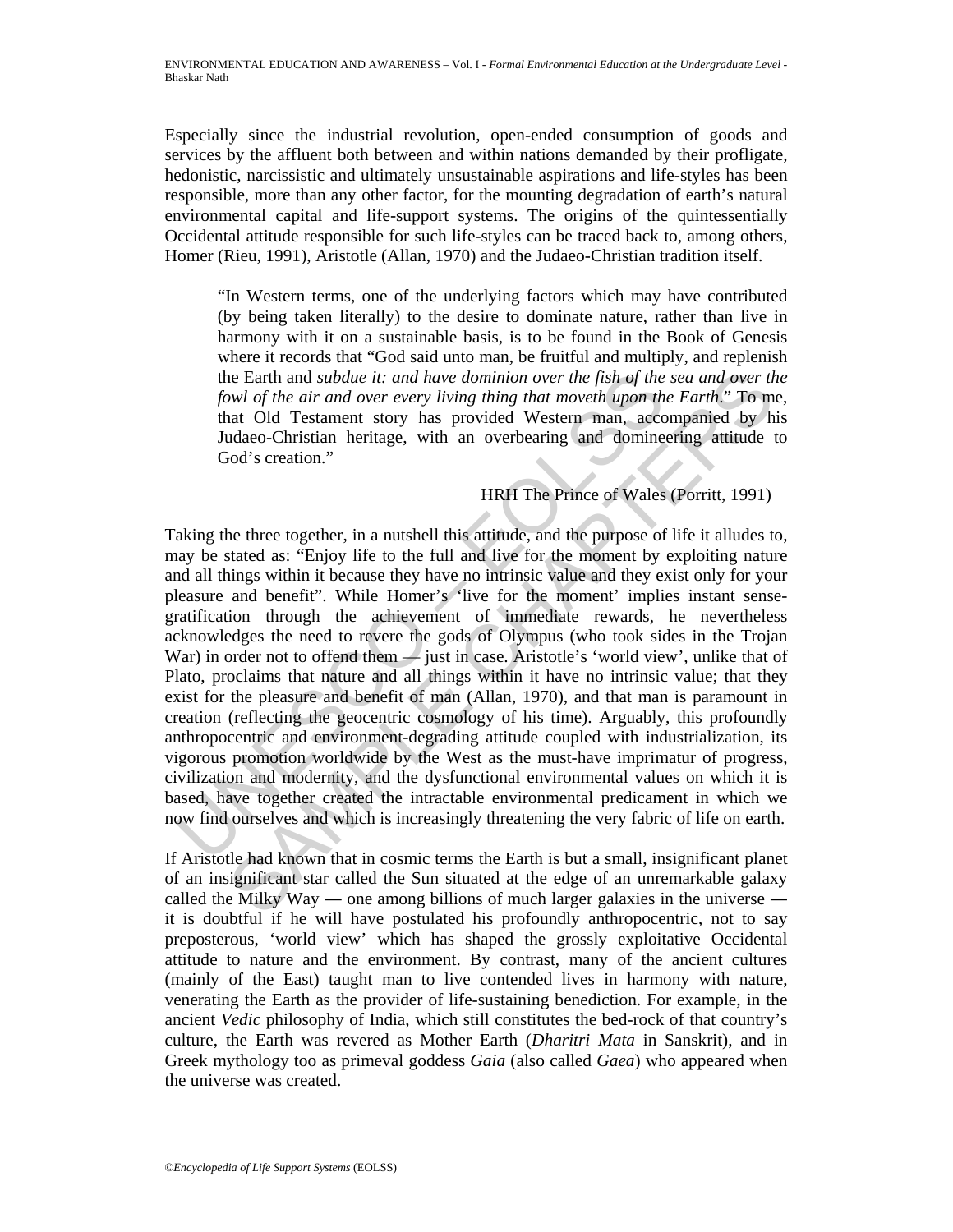Especially since the industrial revolution, open-ended consumption of goods and services by the affluent both between and within nations demanded by their profligate, hedonistic, narcissistic and ultimately unsustainable aspirations and life-styles has been responsible, more than any other factor, for the mounting degradation of earth's natural environmental capital and life-support systems. The origins of the quintessentially Occidental attitude responsible for such life-styles can be traced back to, among others, Homer (Rieu, 1991), Aristotle (Allan, 1970) and the Judaeo-Christian tradition itself.

> "In Western terms, one of the underlying factors which may have contributed (by being taken literally) to the desire to dominate nature, rather than live in harmony with it on a sustainable basis, is to be found in the Book of Genesis where it records that "God said unto man, be fruitful and multiply, and replenish the Earth and *subdue it: and have dominion over the fish of the sea and over the fowl of the air and over every living thing that moveth upon the Earth*." To me, that Old Testament story has provided Western man, accompanied by his Judaeo-Christian heritage, with an overbearing and domineering attitude to God's creation."
>
> HRH The Prince of Wales (Porritt, 1991)

Taking the three together, in a nutshell this attitude, and the purpose of life it alludes to, may be stated as: "Enjoy life to the full and live for the moment by exploiting nature and all things within it because they have no intrinsic value and they exist only for your pleasure and benefit". While Homer's 'live for the moment' implies instant sense-gratification through the achievement of immediate rewards, he nevertheless acknowledges the need to revere the gods of Olympus (who took sides in the Trojan War) in order not to offend them — just in case. Aristotle's 'world view', unlike that of Plato, proclaims that nature and all things within it have no intrinsic value; that they exist for the pleasure and benefit of man (Allan, 1970), and that man is paramount in creation (reflecting the geocentric cosmology of his time). Arguably, this profoundly anthropocentric and environment-degrading attitude coupled with industrialization, its vigorous promotion worldwide by the West as the must-have imprimatur of progress, civilization and modernity, and the dysfunctional environmental values on which it is based, have together created the intractable environmental predicament in which we now find ourselves and which is increasingly threatening the very fabric of life on earth.

If Aristotle had known that in cosmic terms the Earth is but a small, insignificant planet of an insignificant star called the Sun situated at the edge of an unremarkable galaxy called the Milky Way — one among billions of much larger galaxies in the universe — it is doubtful if he will have postulated his profoundly anthropocentric, not to say preposterous, 'world view' which has shaped the grossly exploitative Occidental attitude to nature and the environment. By contrast, many of the ancient cultures (mainly of the East) taught man to live contended lives in harmony with nature, venerating the Earth as the provider of life-sustaining benediction. For example, in the ancient *Vedic* philosophy of India, which still constitutes the bed-rock of that country's culture, the Earth was revered as Mother Earth (*Dharitri Mata* in Sanskrit), and in Greek mythology too as primeval goddess *Gaia* (also called *Gaea*) who appeared when the universe was created.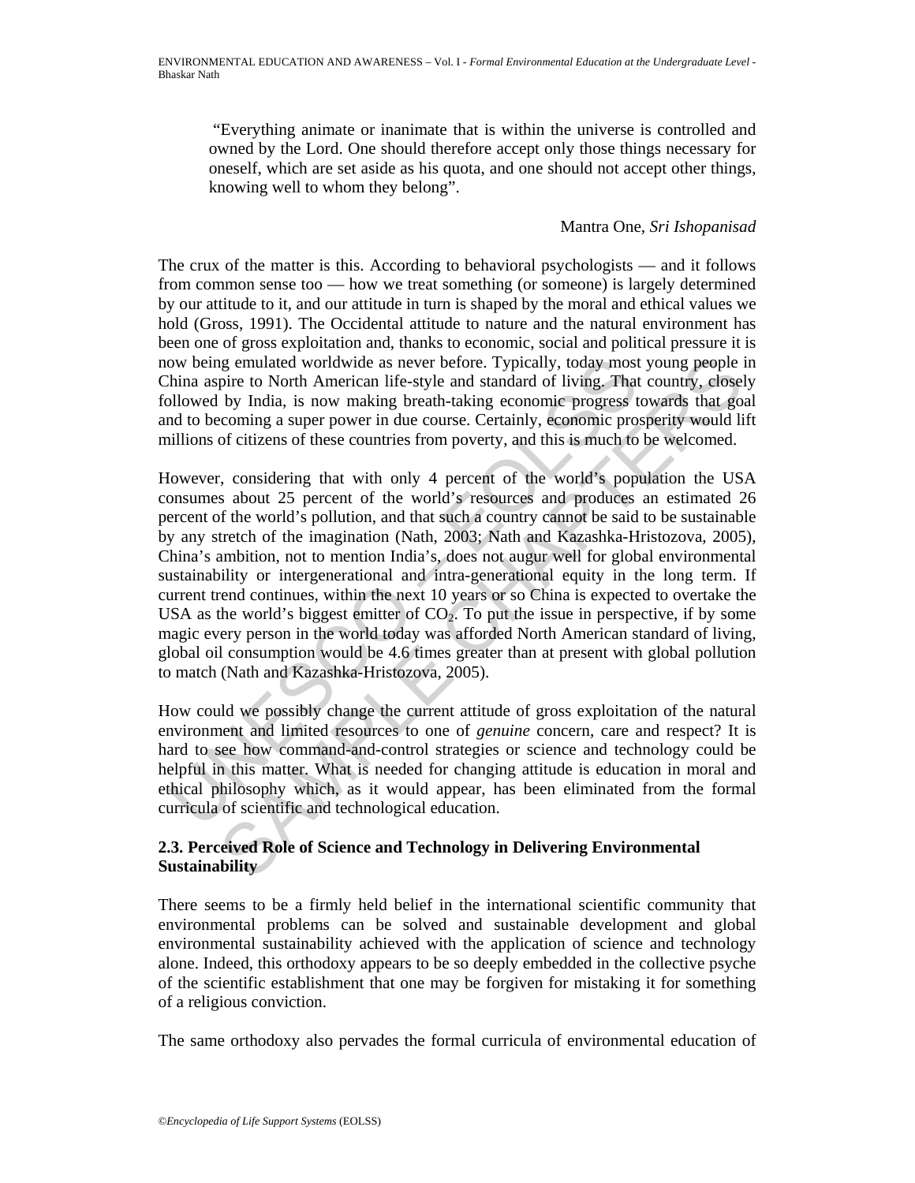> "Everything animate or inanimate that is within the universe is controlled and owned by the Lord. One should therefore accept only those things necessary for oneself, which are set aside as his quota, and one should not accept other things, knowing well to whom they belong".
>
> Mantra One, *Sri Ishopanisad*

The crux of the matter is this. According to behavioral psychologists — and it follows from common sense too — how we treat something (or someone) is largely determined by our attitude to it, and our attitude in turn is shaped by the moral and ethical values we hold (Gross, 1991). The Occidental attitude to nature and the natural environment has been one of gross exploitation and, thanks to economic, social and political pressure it is now being emulated worldwide as never before. Typically, today most young people in China aspire to North American life-style and standard of living. That country, closely followed by India, is now making breath-taking economic progress towards that goal and to becoming a super power in due course. Certainly, economic prosperity would lift millions of citizens of these countries from poverty, and this is much to be welcomed.

However, considering that with only 4 percent of the world's population the USA consumes about 25 percent of the world's resources and produces an estimated 26 percent of the world's pollution, and that such a country cannot be said to be sustainable by any stretch of the imagination (Nath, 2003; Nath and Kazashka-Hristozova, 2005), China's ambition, not to mention India's, does not augur well for global environmental sustainability or intergenerational and intra-generational equity in the long term. If current trend continues, within the next 10 years or so China is expected to overtake the USA as the world's biggest emitter of $CO_2$. To put the issue in perspective, if by some magic every person in the world today was afforded North American standard of living, global oil consumption would be 4.6 times greater than at present with global pollution to match (Nath and Kazashka-Hristozova, 2005).

How could we possibly change the current attitude of gross exploitation of the natural environment and limited resources to one of *genuine* concern, care and respect? It is hard to see how command-and-control strategies or science and technology could be helpful in this matter. What is needed for changing attitude is education in moral and ethical philosophy which, as it would appear, has been eliminated from the formal curricula of scientific and technological education.

### 2.3. Perceived Role of Science and Technology in Delivering Environmental Sustainability

There seems to be a firmly held belief in the international scientific community that environmental problems can be solved and sustainable development and global environmental sustainability achieved with the application of science and technology alone. Indeed, this orthodoxy appears to be so deeply embedded in the collective psyche of the scientific establishment that one may be forgiven for mistaking it for something of a religious conviction.

The same orthodoxy also pervades the formal curricula of environmental education of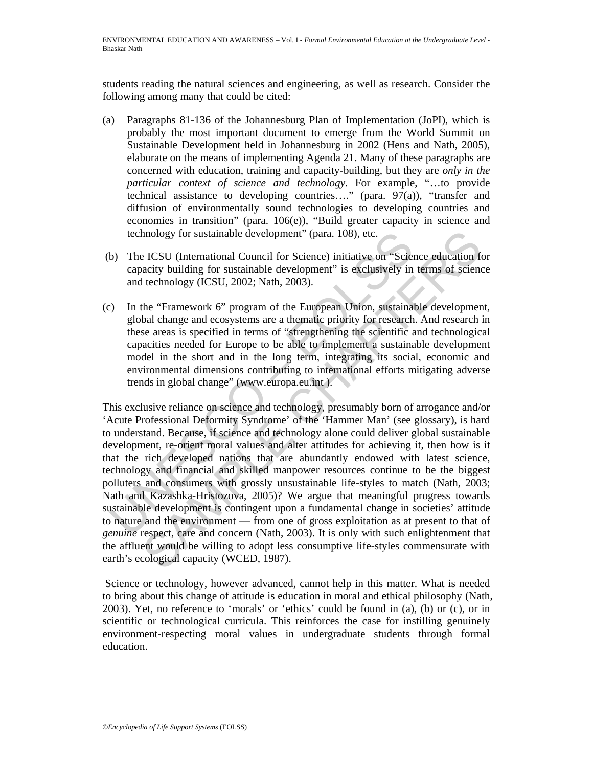students reading the natural sciences and engineering, as well as research. Consider the following among many that could be cited:

(a) Paragraphs 81-136 of the Johannesburg Plan of Implementation (JoPI), which is probably the most important document to emerge from the World Summit on Sustainable Development held in Johannesburg in 2002 (Hens and Nath, 2005), elaborate on the means of implementing Agenda 21. Many of these paragraphs are concerned with education, training and capacity-building, but they are *only in the particular context of science and technology*. For example, "…to provide technical assistance to developing countries…." (para. 97(a)), "transfer and diffusion of environmentally sound technologies to developing countries and economies in transition" (para. 106(e)), "Build greater capacity in science and technology for sustainable development" (para. 108), etc.

(b) The ICSU (International Council for Science) initiative on "Science education for capacity building for sustainable development" is exclusively in terms of science and technology (ICSU, 2002; Nath, 2003).

(c) In the "Framework 6" program of the European Union, sustainable development, global change and ecosystems are a thematic priority for research. And research in these areas is specified in terms of "strengthening the scientific and technological capacities needed for Europe to be able to implement a sustainable development model in the short and in the long term, integrating its social, economic and environmental dimensions contributing to international efforts mitigating adverse trends in global change" (www.europa.eu.int ).

This exclusive reliance on science and technology, presumably born of arrogance and/or 'Acute Professional Deformity Syndrome' of the 'Hammer Man' (see glossary), is hard to understand. Because, if science and technology alone could deliver global sustainable development, re-orient moral values and alter attitudes for achieving it, then how is it that the rich developed nations that are abundantly endowed with latest science, technology and financial and skilled manpower resources continue to be the biggest polluters and consumers with grossly unsustainable life-styles to match (Nath, 2003; Nath and Kazashka-Hristozova, 2005)? We argue that meaningful progress towards sustainable development is contingent upon a fundamental change in societies' attitude to nature and the environment — from one of gross exploitation as at present to that of *genuine* respect, care and concern (Nath, 2003). It is only with such enlightenment that the affluent would be willing to adopt less consumptive life-styles commensurate with earth's ecological capacity (WCED, 1987).

Science or technology, however advanced, cannot help in this matter. What is needed to bring about this change of attitude is education in moral and ethical philosophy (Nath, 2003). Yet, no reference to 'morals' or 'ethics' could be found in (a), (b) or (c), or in scientific or technological curricula. This reinforces the case for instilling genuinely environment-respecting moral values in undergraduate students through formal education.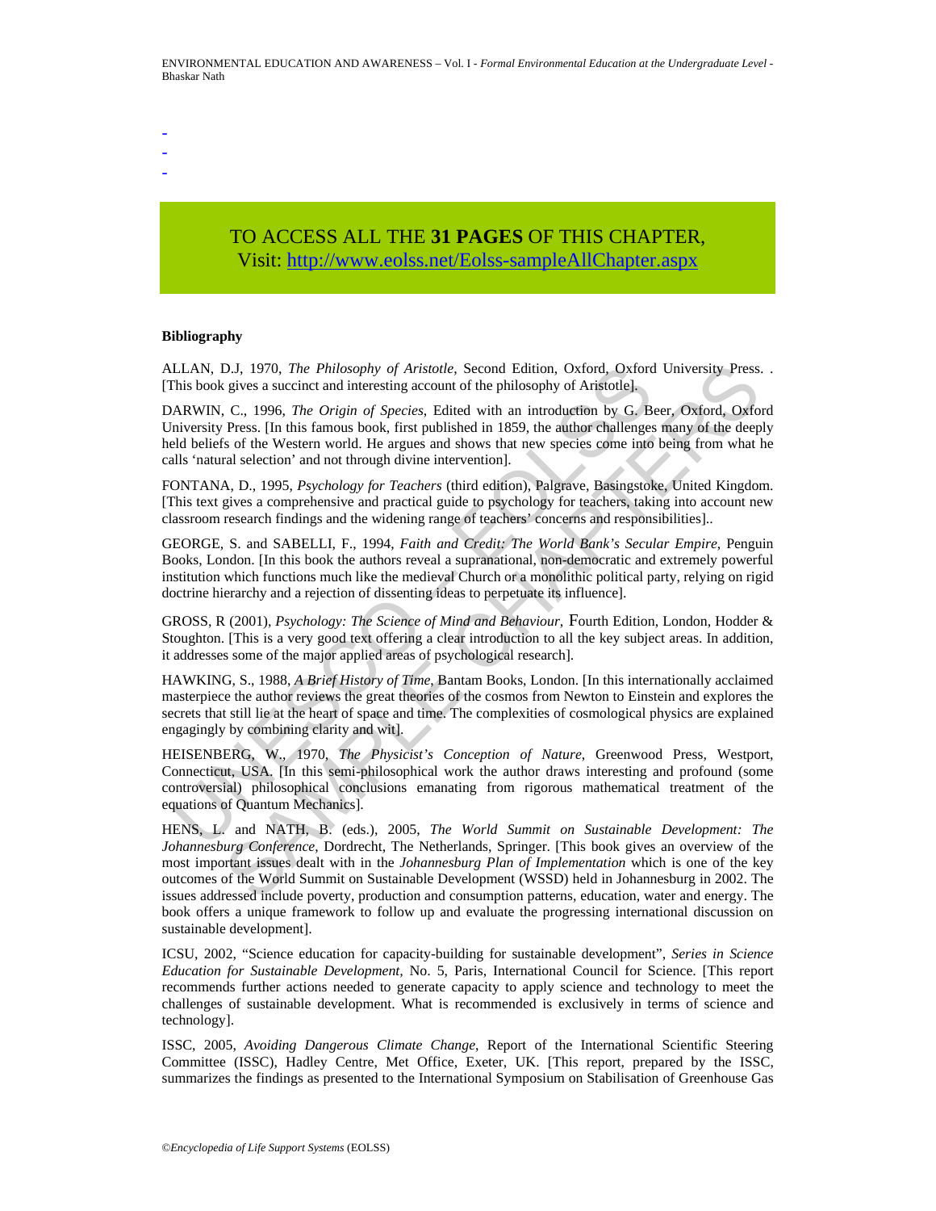-
-
-

TO ACCESS ALL THE **31 PAGES** OF THIS CHAPTER,
Visit: http://www.eolss.net/Eolss-sampleAllChapter.aspx

#### Bibliography

ALLAN, D.J, 1970, *The Philosophy of Aristotle*, Second Edition, Oxford, Oxford University Press. . [This book gives a succinct and interesting account of the philosophy of Aristotle].

DARWIN, C., 1996, *The Origin of Species*, Edited with an introduction by G. Beer, Oxford, Oxford University Press. [In this famous book, first published in 1859, the author challenges many of the deeply held beliefs of the Western world. He argues and shows that new species come into being from what he calls 'natural selection' and not through divine intervention].

FONTANA, D., 1995, *Psychology for Teachers* (third edition), Palgrave, Basingstoke, United Kingdom. [This text gives a comprehensive and practical guide to psychology for teachers, taking into account new classroom research findings and the widening range of teachers' concerns and responsibilities]..

GEORGE, S. and SABELLI, F., 1994, *Faith and Credit: The World Bank's Secular Empire*, Penguin Books, London. [In this book the authors reveal a supranational, non-democratic and extremely powerful institution which functions much like the medieval Church or a monolithic political party, relying on rigid doctrine hierarchy and a rejection of dissenting ideas to perpetuate its influence].

GROSS, R (2001), *Psychology: The Science of Mind and Behaviour*, Fourth Edition, London, Hodder & Stoughton. [This is a very good text offering a clear introduction to all the key subject areas. In addition, it addresses some of the major applied areas of psychological research].

HAWKING, S., 1988, *A Brief History of Time*, Bantam Books, London. [In this internationally acclaimed masterpiece the author reviews the great theories of the cosmos from Newton to Einstein and explores the secrets that still lie at the heart of space and time. The complexities of cosmological physics are explained engagingly by combining clarity and wit].

HEISENBERG, W., 1970, *The Physicist's Conception of Nature*, Greenwood Press, Westport, Connecticut, USA. [In this semi-philosophical work the author draws interesting and profound (some controversial) philosophical conclusions emanating from rigorous mathematical treatment of the equations of Quantum Mechanics].

HENS, L. and NATH, B. (eds.), 2005, *The World Summit on Sustainable Development: The Johannesburg Conference*, Dordrecht, The Netherlands, Springer. [This book gives an overview of the most important issues dealt with in the *Johannesburg Plan of Implementation* which is one of the key outcomes of the World Summit on Sustainable Development (WSSD) held in Johannesburg in 2002. The issues addressed include poverty, production and consumption patterns, education, water and energy. The book offers a unique framework to follow up and evaluate the progressing international discussion on sustainable development].

ICSU, 2002, "Science education for capacity-building for sustainable development", *Series in Science Education for Sustainable Development*, No. 5, Paris, International Council for Science. [This report recommends further actions needed to generate capacity to apply science and technology to meet the challenges of sustainable development. What is recommended is exclusively in terms of science and technology].

ISSC, 2005, *Avoiding Dangerous Climate Change*, Report of the International Scientific Steering Committee (ISSC), Hadley Centre, Met Office, Exeter, UK. [This report, prepared by the ISSC, summarizes the findings as presented to the International Symposium on Stabilisation of Greenhouse Gas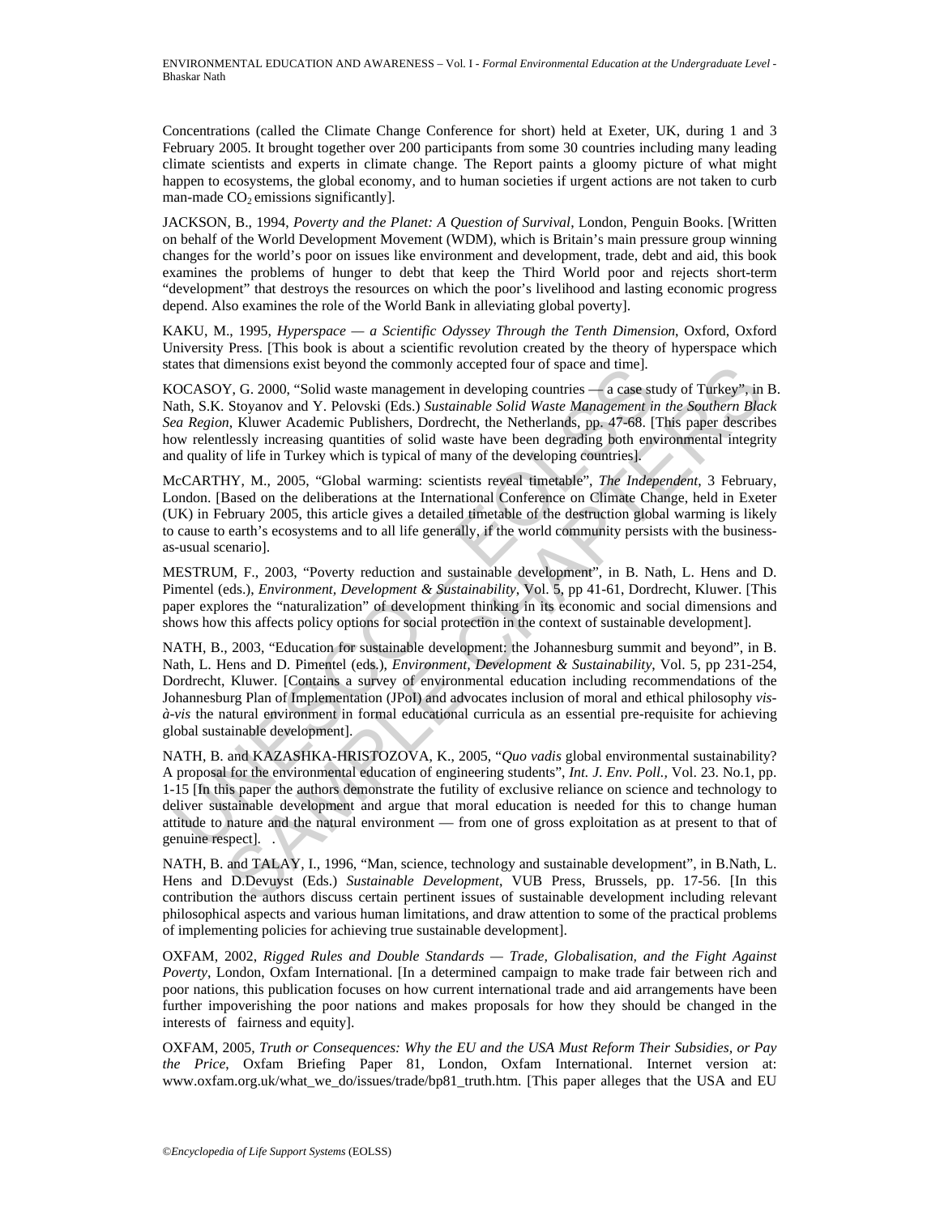Concentrations (called the Climate Change Conference for short) held at Exeter, UK, during 1 and 3 February 2005. It brought together over 200 participants from some 30 countries including many leading climate scientists and experts in climate change. The Report paints a gloomy picture of what might happen to ecosystems, the global economy, and to human societies if urgent actions are not taken to curb man-made $CO_2$ emissions significantly].

JACKSON, B., 1994, *Poverty and the Planet: A Question of Survival*, London, Penguin Books. [Written on behalf of the World Development Movement (WDM), which is Britain's main pressure group winning changes for the world's poor on issues like environment and development, trade, debt and aid, this book examines the problems of hunger to debt that keep the Third World poor and rejects short-term "development" that destroys the resources on which the poor's livelihood and lasting economic progress depend. Also examines the role of the World Bank in alleviating global poverty].

KAKU, M., 1995, *Hyperspace — a Scientific Odyssey Through the Tenth Dimension*, Oxford, Oxford University Press. [This book is about a scientific revolution created by the theory of hyperspace which states that dimensions exist beyond the commonly accepted four of space and time].

KOCASOY, G. 2000, "Solid waste management in developing countries — a case study of Turkey", in B. Nath, S.K. Stoyanov and Y. Pelovski (Eds.) *Sustainable Solid Waste Management in the Southern Black Sea Region*, Kluwer Academic Publishers, Dordrecht, the Netherlands, pp. 47-68. [This paper describes how relentlessly increasing quantities of solid waste have been degrading both environmental integrity and quality of life in Turkey which is typical of many of the developing countries].

McCARTHY, M., 2005, "Global warming: scientists reveal timetable", *The Independent*, 3 February, London. [Based on the deliberations at the International Conference on Climate Change, held in Exeter (UK) in February 2005, this article gives a detailed timetable of the destruction global warming is likely to cause to earth's ecosystems and to all life generally, if the world community persists with the business-as-usual scenario].

MESTRUM, F., 2003, "Poverty reduction and sustainable development", in B. Nath, L. Hens and D. Pimentel (eds.), *Environment, Development & Sustainability*, Vol. 5, pp 41-61, Dordrecht, Kluwer. [This paper explores the "naturalization" of development thinking in its economic and social dimensions and shows how this affects policy options for social protection in the context of sustainable development].

NATH, B., 2003, "Education for sustainable development: the Johannesburg summit and beyond", in B. Nath, L. Hens and D. Pimentel (eds.), *Environment, Development & Sustainability*, Vol. 5, pp 231-254, Dordrecht, Kluwer. [Contains a survey of environmental education including recommendations of the Johannesburg Plan of Implementation (JPoI) and advocates inclusion of moral and ethical philosophy *vis-à-vis* the natural environment in formal educational curricula as an essential pre-requisite for achieving global sustainable development].

NATH, B. and KAZASHKA-HRISTOZOVA, K., 2005, "*Quo vadis* global environmental sustainability? A proposal for the environmental education of engineering students", *Int. J. Env. Poll.*, Vol. 23. No.1, pp. 1-15 [In this paper the authors demonstrate the futility of exclusive reliance on science and technology to deliver sustainable development and argue that moral education is needed for this to change human attitude to nature and the natural environment — from one of gross exploitation as at present to that of genuine respect]. .

NATH, B. and TALAY, I., 1996, "Man, science, technology and sustainable development", in B.Nath, L. Hens and D.Devuyst (Eds.) *Sustainable Development*, VUB Press, Brussels, pp. 17-56. [In this contribution the authors discuss certain pertinent issues of sustainable development including relevant philosophical aspects and various human limitations, and draw attention to some of the practical problems of implementing policies for achieving true sustainable development].

OXFAM, 2002, *Rigged Rules and Double Standards — Trade, Globalisation, and the Fight Against Poverty*, London, Oxfam International. [In a determined campaign to make trade fair between rich and poor nations, this publication focuses on how current international trade and aid arrangements have been further impoverishing the poor nations and makes proposals for how they should be changed in the interests of fairness and equity].

OXFAM, 2005, *Truth or Consequences: Why the EU and the USA Must Reform Their Subsidies, or Pay the Price*, Oxfam Briefing Paper 81, London, Oxfam International. Internet version at: www.oxfam.org.uk/what_we_do/issues/trade/bp81_truth.htm. [This paper alleges that the USA and EU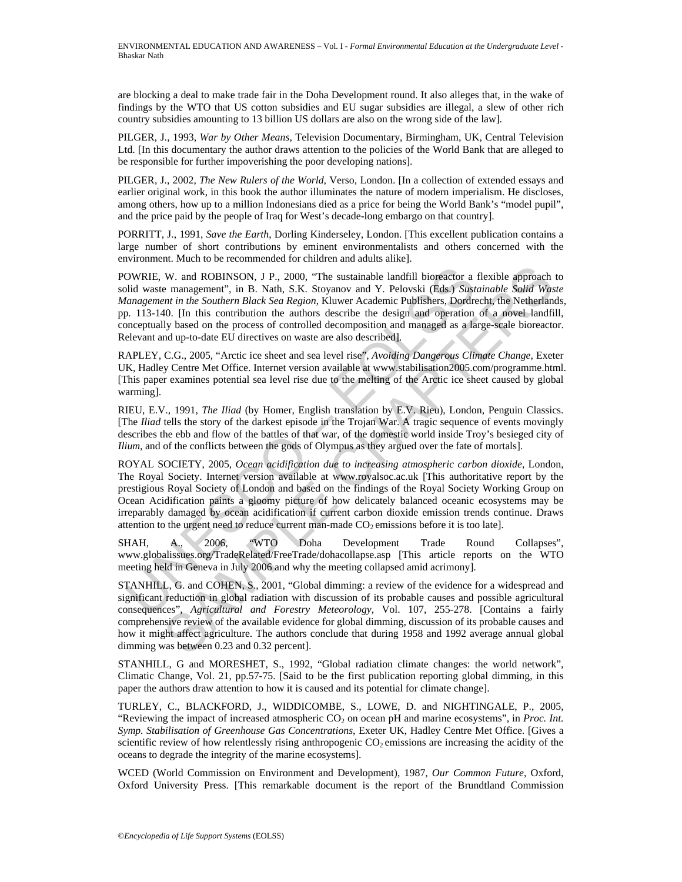are blocking a deal to make trade fair in the Doha Development round. It also alleges that, in the wake of findings by the WTO that US cotton subsidies and EU sugar subsidies are illegal, a slew of other rich country subsidies amounting to 13 billion US dollars are also on the wrong side of the law].

PILGER, J., 1993, *War by Other Means*, Television Documentary, Birmingham, UK, Central Television Ltd. [In this documentary the author draws attention to the policies of the World Bank that are alleged to be responsible for further impoverishing the poor developing nations].

PILGER, J., 2002, *The New Rulers of the World*, Verso, London. [In a collection of extended essays and earlier original work, in this book the author illuminates the nature of modern imperialism. He discloses, among others, how up to a million Indonesians died as a price for being the World Bank's "model pupil", and the price paid by the people of Iraq for West's decade-long embargo on that country].

PORRITT, J., 1991, *Save the Earth*, Dorling Kinderseley, London. [This excellent publication contains a large number of short contributions by eminent environmentalists and others concerned with the environment. Much to be recommended for children and adults alike].

POWRIE, W. and ROBINSON, J P., 2000, "The sustainable landfill bioreactor a flexible approach to solid waste management", in B. Nath, S.K. Stoyanov and Y. Pelovski (Eds.) *Sustainable Solid Waste Management in the Southern Black Sea Region*, Kluwer Academic Publishers, Dordrecht, the Netherlands, pp. 113-140. [In this contribution the authors describe the design and operation of a novel landfill, conceptually based on the process of controlled decomposition and managed as a large-scale bioreactor. Relevant and up-to-date EU directives on waste are also described].

RAPLEY, C.G., 2005, "Arctic ice sheet and sea level rise", *Avoiding Dangerous Climate Change*, Exeter UK, Hadley Centre Met Office. Internet version available at www.stabilisation2005.com/programme.html. [This paper examines potential sea level rise due to the melting of the Arctic ice sheet caused by global warming].

RIEU, E.V., 1991, *The Iliad* (by Homer, English translation by E.V. Rieu), London, Penguin Classics. [The *Iliad* tells the story of the darkest episode in the Trojan War. A tragic sequence of events movingly describes the ebb and flow of the battles of that war, of the domestic world inside Troy's besieged city of *Ilium*, and of the conflicts between the gods of Olympus as they argued over the fate of mortals].

ROYAL SOCIETY, 2005, *Ocean acidification due to increasing atmospheric carbon dioxide*, London, The Royal Society. Internet version available at www.royalsoc.ac.uk [This authoritative report by the prestigious Royal Society of London and based on the findings of the Royal Society Working Group on Ocean Acidification paints a gloomy picture of how delicately balanced oceanic ecosystems may be irreparably damaged by ocean acidification if current carbon dioxide emission trends continue. Draws attention to the urgent need to reduce current man-made $CO_2$ emissions before it is too late].

SHAH, A., 2006, "WTO Doha Development Trade Round Collapses", www.globalissues.org/TradeRelated/FreeTrade/dohacollapse.asp [This article reports on the WTO meeting held in Geneva in July 2006 and why the meeting collapsed amid acrimony].

STANHILL, G. and COHEN, S., 2001, "Global dimming: a review of the evidence for a widespread and significant reduction in global radiation with discussion of its probable causes and possible agricultural consequences", *Agricultural and Forestry Meteorology*, Vol. 107, 255-278. [Contains a fairly comprehensive review of the available evidence for global dimming, discussion of its probable causes and how it might affect agriculture. The authors conclude that during 1958 and 1992 average annual global dimming was between 0.23 and 0.32 percent].

STANHILL, G and MORESHET, S., 1992, "Global radiation climate changes: the world network", Climatic Change, Vol. 21, pp.57-75. [Said to be the first publication reporting global dimming, in this paper the authors draw attention to how it is caused and its potential for climate change].

TURLEY, C., BLACKFORD, J., WIDDICOMBE, S., LOWE, D. and NIGHTINGALE, P., 2005, "Reviewing the impact of increased atmospheric $CO_2$ on ocean pH and marine ecosystems", in *Proc. Int. Symp. Stabilisation of Greenhouse Gas Concentrations*, Exeter UK, Hadley Centre Met Office. [Gives a scientific review of how relentlessly rising anthropogenic $CO_2$ emissions are increasing the acidity of the oceans to degrade the integrity of the marine ecosystems].

WCED (World Commission on Environment and Development), 1987, *Our Common Future*, Oxford, Oxford University Press. [This remarkable document is the report of the Brundtland Commission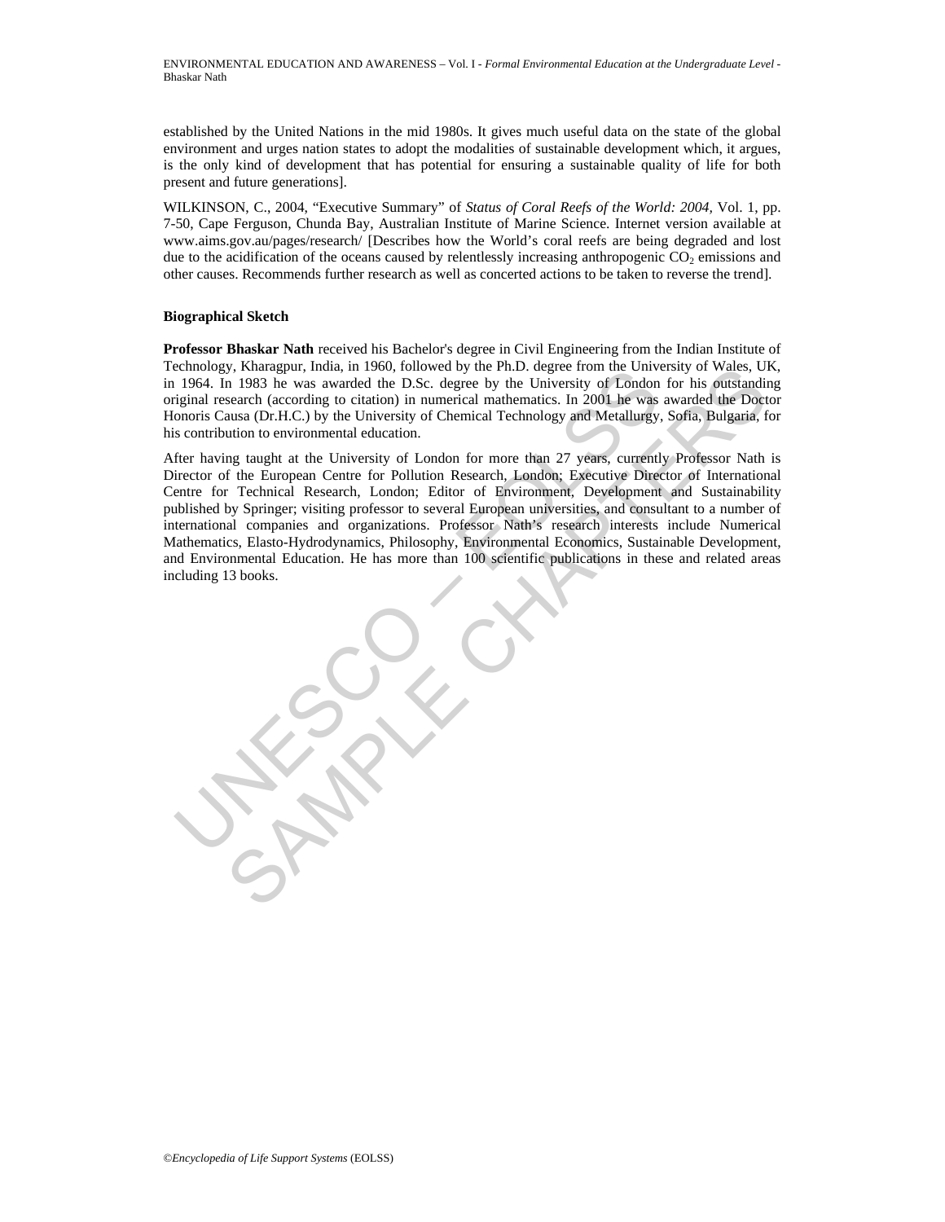established by the United Nations in the mid 1980s. It gives much useful data on the state of the global environment and urges nation states to adopt the modalities of sustainable development which, it argues, is the only kind of development that has potential for ensuring a sustainable quality of life for both present and future generations].

WILKINSON, C., 2004, "Executive Summary" of *Status of Coral Reefs of the World: 2004,* Vol. 1, pp. 7-50, Cape Ferguson, Chunda Bay, Australian Institute of Marine Science. Internet version available at www.aims.gov.au/pages/research/ [Describes how the World's coral reefs are being degraded and lost due to the acidification of the oceans caused by relentlessly increasing anthropogenic $CO_2$ emissions and other causes. Recommends further research as well as concerted actions to be taken to reverse the trend].

### Biographical Sketch

**Professor Bhaskar Nath** received his Bachelor's degree in Civil Engineering from the Indian Institute of Technology, Kharagpur, India, in 1960, followed by the Ph.D. degree from the University of Wales, UK, in 1964. In 1983 he was awarded the D.Sc. degree by the University of London for his outstanding original research (according to citation) in numerical mathematics. In 2001 he was awarded the Doctor Honoris Causa (Dr.H.C.) by the University of Chemical Technology and Metallurgy, Sofia, Bulgaria, for his contribution to environmental education.

After having taught at the University of London for more than 27 years, currently Professor Nath is Director of the European Centre for Pollution Research, London; Executive Director of International Centre for Technical Research, London; Editor of Environment, Development and Sustainability published by Springer; visiting professor to several European universities, and consultant to a number of international companies and organizations. Professor Nath's research interests include Numerical Mathematics, Elasto-Hydrodynamics, Philosophy, Environmental Economics, Sustainable Development, and Environmental Education. He has more than 100 scientific publications in these and related areas including 13 books.